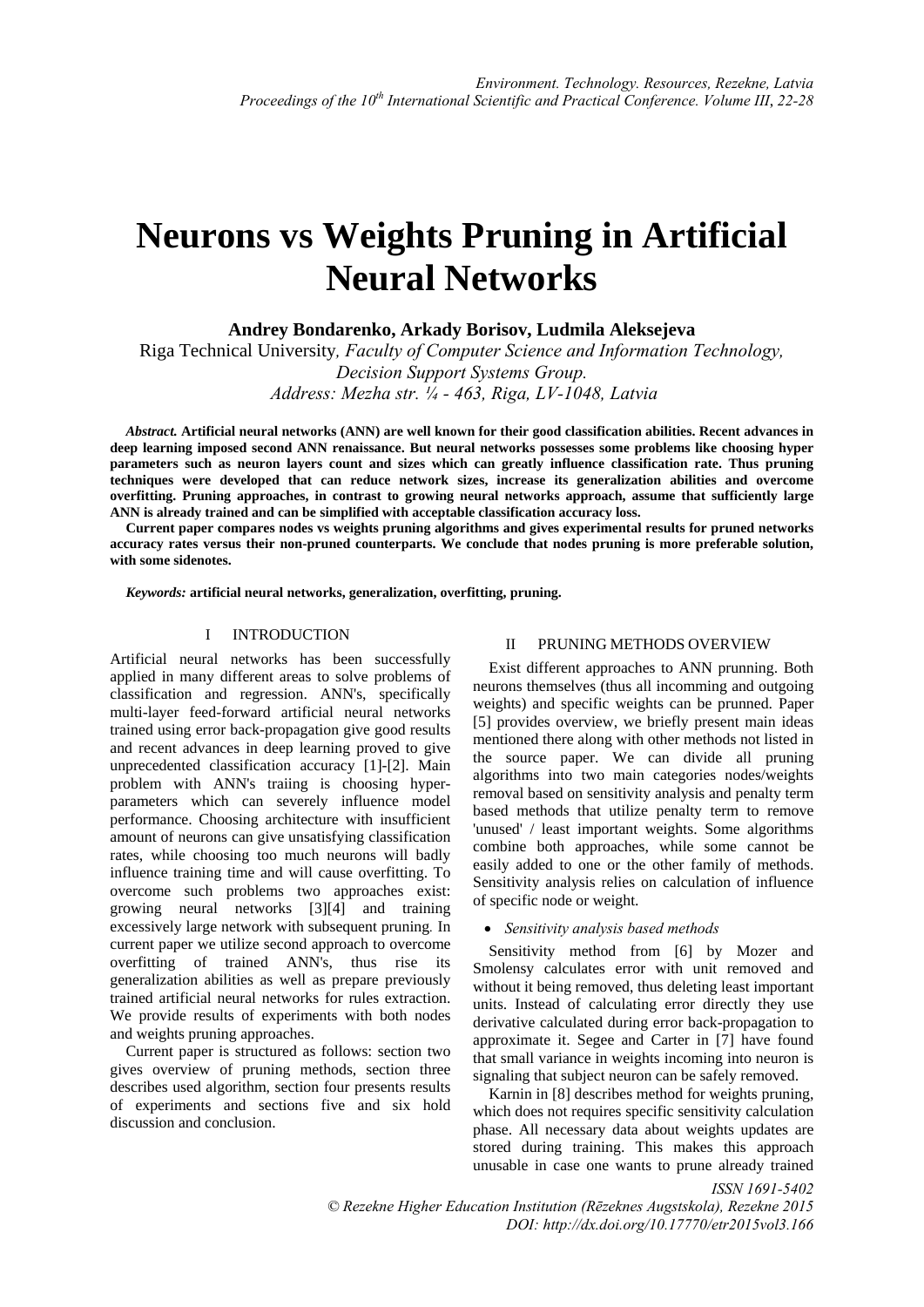# Neurons vs Weights Pruning in Artificial Neural Networks

**Andrey Bondarenko, Arkady Borisov, Ludmila Aleksejeva**

Riga Technical University*, Faculty of Computer Science and Information Technology, Decision Support Systems Group.*
*Address: Mezha str. ¼ - 463, Riga, LV-1048, Latvia*

***Abstract.*** **Artificial neural networks (ANN) are well known for their good classification abilities. Recent advances in deep learning imposed second ANN renaissance. But neural networks possesses some problems like choosing hyper parameters such as neuron layers count and sizes which can greatly influence classification rate. Thus pruning techniques were developed that can reduce network sizes, increase its generalization abilities and overcome overfitting. Pruning approaches, in contrast to growing neural networks approach, assume that sufficiently large ANN is already trained and can be simplified with acceptable classification accuracy loss.**

**Current paper compares nodes vs weights pruning algorithms and gives experimental results for pruned networks accuracy rates versus their non-pruned counterparts. We conclude that nodes pruning is more preferable solution, with some sidenotes.**

***Keywords:*** **artificial neural networks, generalization, overfitting, pruning.**

## I INTRODUCTION

Artificial neural networks has been successfully applied in many different areas to solve problems of classification and regression. ANN's, specifically multi-layer feed-forward artificial neural networks trained using error back-propagation give good results and recent advances in deep learning proved to give unprecedented classification accuracy [1]-[2]. Main problem with ANN's traiing is choosing hyper-parameters which can severely influence model performance. Choosing architecture with insufficient amount of neurons can give unsatisfying classification rates, while choosing too much neurons will badly influence training time and will cause overfitting. To overcome such problems two approaches exist: growing neural networks [3][4] and training excessively large network with subsequent pruning. In current paper we utilize second approach to overcome overfitting of trained ANN's, thus rise its generalization abilities as well as prepare previously trained artificial neural networks for rules extraction. We provide results of experiments with both nodes and weights pruning approaches.

Current paper is structured as follows: section two gives overview of pruning methods, section three describes used algorithm, section four presents results of experiments and sections five and six hold discussion and conclusion.

## II PRUNING METHODS OVERVIEW

Exist different approaches to ANN prunning. Both neurons themselves (thus all incomming and outgoing weights) and specific weights can be prunned. Paper [5] provides overview, we briefly present main ideas mentioned there along with other methods not listed in the source paper. We can divide all pruning algorithms into two main categories nodes/weights removal based on sensitivity analysis and penalty term based methods that utilize penalty term to remove 'unused' / least important weights. Some algorithms combine both approaches, while some cannot be easily added to one or the other family of methods. Sensitivity analysis relies on calculation of influence of specific node or weight.

- *Sensitivity analysis based methods*

Sensitivity method from [6] by Mozer and Smolensy calculates error with unit removed and without it being removed, thus deleting least important units. Instead of calculating error directly they use derivative calculated during error back-propagation to approximate it. Segee and Carter in [7] have found that small variance in weights incoming into neuron is signaling that subject neuron can be safely removed.

Karnin in [8] describes method for weights pruning, which does not requires specific sensitivity calculation phase. All necessary data about weights updates are stored during training. This makes this approach unusable in case one wants to prune already trained

*ISSN 1691-5402*
*© Rezekne Higher Education Institution (Rēzeknes Augstskola), Rezekne 2015*
*DOI: http://dx.doi.org/10.17770/etr2015vol3.166*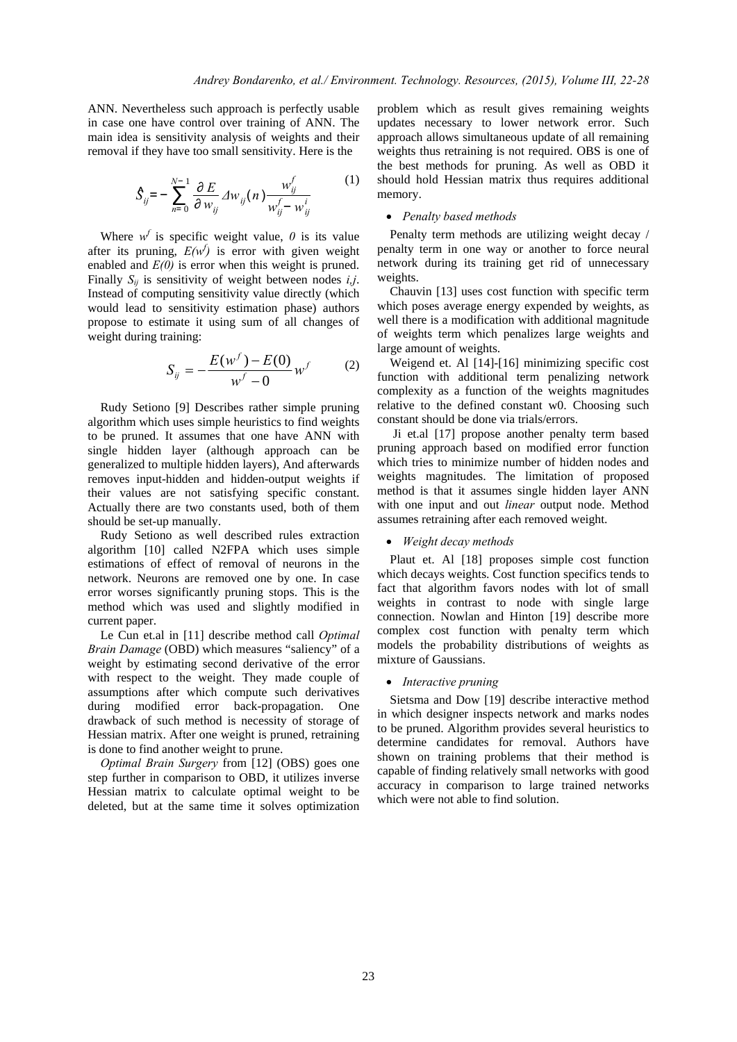ANN. Nevertheless such approach is perfectly usable in case one have control over training of ANN. The main idea is sensitivity analysis of weights and their removal if they have too small sensitivity. Here is the

$$\hat{S}_{ij} = -\sum_{n=0}^{N-1} \frac{\partial E}{\partial w_{ij}} \Delta w_{ij}(n) \frac{w_{ij}^f}{w_{ij}^f - w_{ij}^i} \tag{1}$$

Where $w^f$ is specific weight value, $0$ is its value after its pruning, $E(w^f)$ is error with given weight enabled and $E(0)$ is error when this weight is pruned. Finally $S_{ij}$ is sensitivity of weight between nodes $i,j$. Instead of computing sensitivity value directly (which would lead to sensitivity estimation phase) authors propose to estimate it using sum of all changes of weight during training:

$$S_{ij} = -\frac{E(w^f) - E(0)}{w^f - 0} w^f \tag{2}$$

Rudy Setiono [9] Describes rather simple pruning algorithm which uses simple heuristics to find weights to be pruned. It assumes that one have ANN with single hidden layer (although approach can be generalized to multiple hidden layers), And afterwards removes input-hidden and hidden-output weights if their values are not satisfying specific constant. Actually there are two constants used, both of them should be set-up manually.

Rudy Setiono as well described rules extraction algorithm [10] called N2FPA which uses simple estimations of effect of removal of neurons in the network. Neurons are removed one by one. In case error worses significantly pruning stops. This is the method which was used and slightly modified in current paper.

Le Cun et.al in [11] describe method call *Optimal Brain Damage* (OBD) which measures "saliency" of a weight by estimating second derivative of the error with respect to the weight. They made couple of assumptions after which compute such derivatives during modified error back-propagation. One drawback of such method is necessity of storage of Hessian matrix. After one weight is pruned, retraining is done to find another weight to prune.

*Optimal Brain Surgery* from [12] (OBS) goes one step further in comparison to OBD, it utilizes inverse Hessian matrix to calculate optimal weight to be deleted, but at the same time it solves optimization problem which as result gives remaining weights updates necessary to lower network error. Such approach allows simultaneous update of all remaining weights thus retraining is not required. OBS is one of the best methods for pruning. As well as OBD it should hold Hessian matrix thus requires additional memory.

- *Penalty based methods*

Penalty term methods are utilizing weight decay / penalty term in one way or another to force neural network during its training get rid of unnecessary weights.

Chauvin [13] uses cost function with specific term which poses average energy expended by weights, as well there is a modification with additional magnitude of weights term which penalizes large weights and large amount of weights.

Weigend et. Al [14]-[16] minimizing specific cost function with additional term penalizing network complexity as a function of the weights magnitudes relative to the defined constant w0. Choosing such constant should be done via trials/errors.

Ji et.al [17] propose another penalty term based pruning approach based on modified error function which tries to minimize number of hidden nodes and weights magnitudes. The limitation of proposed method is that it assumes single hidden layer ANN with one input and out *linear* output node. Method assumes retraining after each removed weight.

- *Weight decay methods*

Plaut et. Al [18] proposes simple cost function which decays weights. Cost function specifics tends to fact that algorithm favors nodes with lot of small weights in contrast to node with single large connection. Nowlan and Hinton [19] describe more complex cost function with penalty term which models the probability distributions of weights as mixture of Gaussians.

- *Interactive pruning*

Sietsma and Dow [19] describe interactive method in which designer inspects network and marks nodes to be pruned. Algorithm provides several heuristics to determine candidates for removal. Authors have shown on training problems that their method is capable of finding relatively small networks with good accuracy in comparison to large trained networks which were not able to find solution.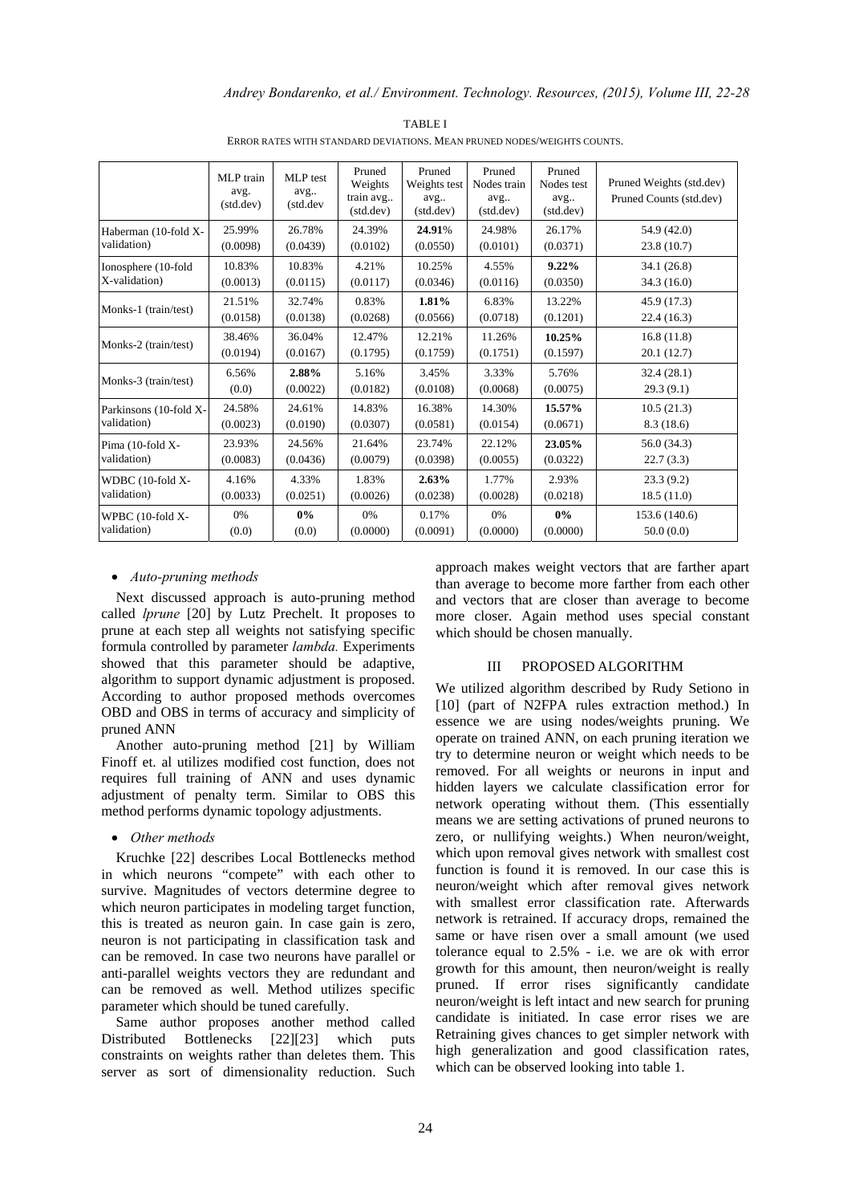TABLE I

ERROR RATES WITH STANDARD DEVIATIONS. MEAN PRUNED NODES/WEIGHTS COUNTS.

| | MLP train avg. (std.dev) | MLP test avg.. (std.dev | Pruned Weights train avg.. (std.dev) | Pruned Weights test avg.. (std.dev) | Pruned Nodes train avg.. (std.dev) | Pruned Nodes test avg.. (std.dev) | Pruned Weights (std.dev) Pruned Counts (std.dev) |
|---|---|---|---|---|---|---|---|
| Haberman (10-fold X-validation) | 25.99% (0.0098) | 26.78% (0.0439) | 24.39% (0.0102) | **24.91**% (0.0550) | 24.98% (0.0101) | 26.17% (0.0371) | 54.9 (42.0) 23.8 (10.7) |
| Ionosphere (10-fold X-validation) | 10.83% (0.0013) | 10.83% (0.0115) | 4.21% (0.0117) | 10.25% (0.0346) | 4.55% (0.0116) | **9.22%** (0.0350) | 34.1 (26.8) 34.3 (16.0) |
| Monks-1 (train/test) | 21.51% (0.0158) | 32.74% (0.0138) | 0.83% (0.0268) | **1.81%** (0.0566) | 6.83% (0.0718) | 13.22% (0.1201) | 45.9 (17.3) 22.4 (16.3) |
| Monks-2 (train/test) | 38.46% (0.0194) | 36.04% (0.0167) | 12.47% (0.1795) | 12.21% (0.1759) | 11.26% (0.1751) | **10.25%** (0.1597) | 16.8 (11.8) 20.1 (12.7) |
| Monks-3 (train/test) | 6.56% (0.0) | **2.88%** (0.0022) | 5.16% (0.0182) | 3.45% (0.0108) | 3.33% (0.0068) | 5.76% (0.0075) | 32.4 (28.1) 29.3 (9.1) |
| Parkinsons (10-fold X-validation) | 24.58% (0.0023) | 24.61% (0.0190) | 14.83% (0.0307) | 16.38% (0.0581) | 14.30% (0.0154) | **15.57%** (0.0671) | 10.5 (21.3) 8.3 (18.6) |
| Pima (10-fold X-validation) | 23.93% (0.0083) | 24.56% (0.0436) | 21.64% (0.0079) | 23.74% (0.0398) | 22.12% (0.0055) | **23.05%** (0.0322) | 56.0 (34.3) 22.7 (3.3) |
| WDBC (10-fold X-validation) | 4.16% (0.0033) | 4.33% (0.0251) | 1.83% (0.0026) | **2.63%** (0.0238) | 1.77% (0.0028) | 2.93% (0.0218) | 23.3 (9.2) 18.5 (11.0) |
| WPBC (10-fold X-validation) | 0% (0.0) | **0%** (0.0) | 0% (0.0000) | 0.17% (0.0091) | 0% (0.0000) | **0%** (0.0000) | 153.6 (140.6) 50.0 (0.0) |

- *Auto-pruning methods*

Next discussed approach is auto-pruning method called *lprune* [20] by Lutz Prechelt. It proposes to prune at each step all weights not satisfying specific formula controlled by parameter *lambda.* Experiments showed that this parameter should be adaptive, algorithm to support dynamic adjustment is proposed. According to author proposed methods overcomes OBD and OBS in terms of accuracy and simplicity of pruned ANN

Another auto-pruning method [21] by William Finoff et. al utilizes modified cost function, does not requires full training of ANN and uses dynamic adjustment of penalty term. Similar to OBS this method performs dynamic topology adjustments.

- *Other methods*

Kruchke [22] describes Local Bottlenecks method in which neurons "compete" with each other to survive. Magnitudes of vectors determine degree to which neuron participates in modeling target function, this is treated as neuron gain. In case gain is zero, neuron is not participating in classification task and can be removed. In case two neurons have parallel or anti-parallel weights vectors they are redundant and can be removed as well. Method utilizes specific parameter which should be tuned carefully.

Same author proposes another method called Distributed Bottlenecks [22][23] which puts constraints on weights rather than deletes them. This server as sort of dimensionality reduction. Such approach makes weight vectors that are farther apart than average to become more farther from each other and vectors that are closer than average to become more closer. Again method uses special constant which should be chosen manually.

## III PROPOSED ALGORITHM

We utilized algorithm described by Rudy Setiono in [10] (part of N2FPA rules extraction method.) In essence we are using nodes/weights pruning. We operate on trained ANN, on each pruning iteration we try to determine neuron or weight which needs to be removed. For all weights or neurons in input and hidden layers we calculate classification error for network operating without them. (This essentially means we are setting activations of pruned neurons to zero, or nullifying weights.) When neuron/weight, which upon removal gives network with smallest cost function is found it is removed. In our case this is neuron/weight which after removal gives network with smallest error classification rate. Afterwards network is retrained. If accuracy drops, remained the same or have risen over a small amount (we used tolerance equal to 2.5% - i.e. we are ok with error growth for this amount, then neuron/weight is really pruned. If error rises significantly candidate neuron/weight is left intact and new search for pruning candidate is initiated. In case error rises we are Retraining gives chances to get simpler network with high generalization and good classification rates, which can be observed looking into table 1.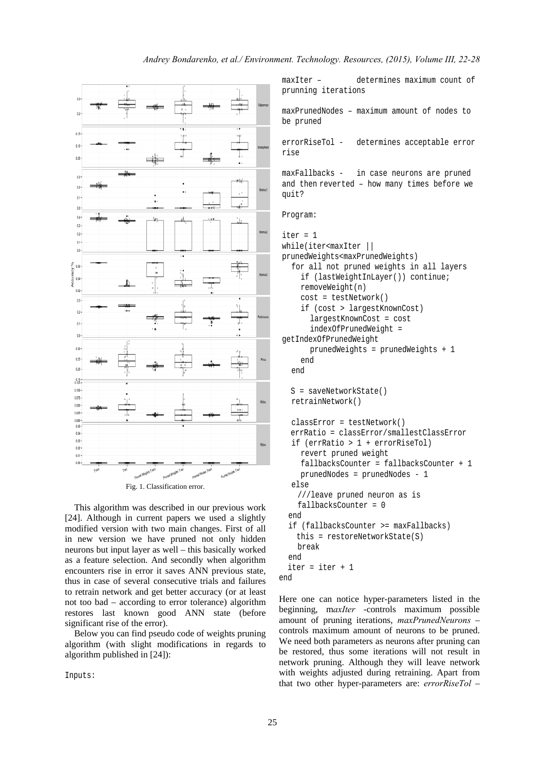Fig. 1. Classification error.

This algorithm was described in our previous work [24]. Although in current papers we used a slightly modified version with two main changes. First of all in new version we have pruned not only hidden neurons but input layer as well – this basically worked as a feature selection. And secondly when algorithm encounters rise in error it saves ANN previous state, thus in case of several consecutive trials and failures to retrain network and get better accuracy (or at least not too bad – according to error tolerance) algorithm restores last known good ANN state (before significant rise of the error).

Below you can find pseudo code of weights pruning algorithm (with slight modifications in regards to algorithm published in [24]):

```
Inputs:

maxIter –        determines maximum count of
prunning iterations

maxPrunedNodes – maximum amount of nodes to
be pruned

errorRiseTol -   determines acceptable error
rise

maxFallbacks -   in case neurons are pruned
and then reverted – how many times before we
quit?

Program:

iter = 1
while(iter<maxIter ||
prunedWeights<maxPrunedWeights)
  for all not pruned weights in all layers
    if (lastWeightInLayer()) continue;
    removeWeight(n)
    cost = testNetwork()
    if (cost > largestKnownCost)
      largestKnownCost = cost
      indexOfPrunedWeight =
getIndexOfPrunedWeight
      prunedWeights = prunedWeights + 1
    end
  end

  S = saveNetworkState()
  retrainNetwork()

  classError = testNetwork()
  errRatio = classError/smallestClassError
  if (errRatio > 1 + errorRiseTol)
    revert pruned weight
    fallbacksCounter = fallbacksCounter + 1
    prunedNodes = prunedNodes - 1
  else
    ///leave pruned neuron as is
    fallbacksCounter = 0
  end
  if (fallbacksCounter >= maxFallbacks)
    this = restoreNetworkState(S)
    break
  end
  iter = iter + 1
end
```

Here one can notice hyper-parameters listed in the beginning, m*axIter* -controls maximum possible amount of pruning iterations, *maxPrunedNeurons* – controls maximum amount of neurons to be pruned. We need both parameters as neurons after pruning can be restored, thus some iterations will not result in network pruning. Although they will leave network with weights adjusted during retraining. Apart from that two other hyper-parameters are: *errorRiseTol* –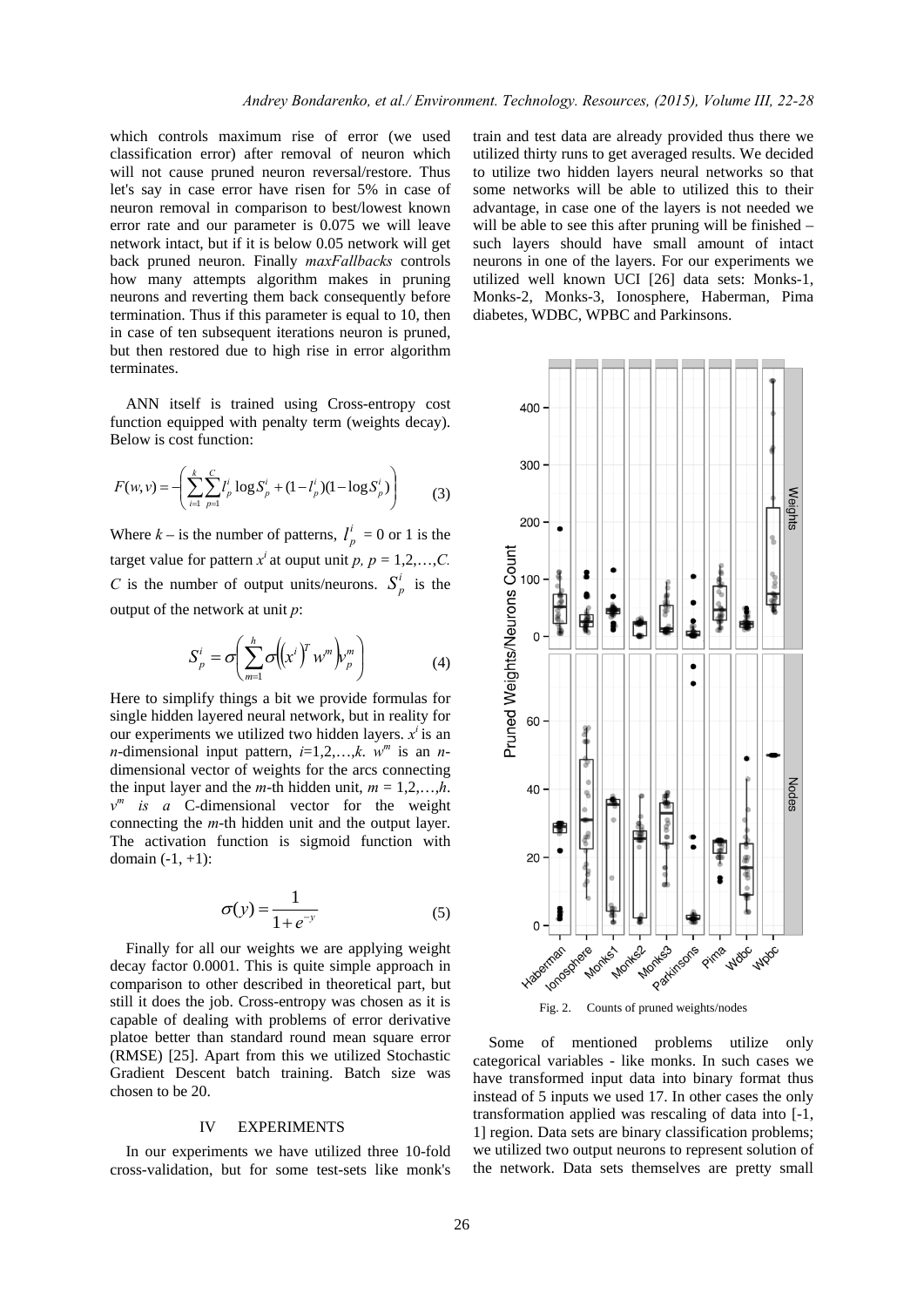which controls maximum rise of error (we used classification error) after removal of neuron which will not cause pruned neuron reversal/restore. Thus let's say in case error have risen for 5% in case of neuron removal in comparison to best/lowest known error rate and our parameter is 0.075 we will leave network intact, but if it is below 0.05 network will get back pruned neuron. Finally *maxFallbacks* controls how many attempts algorithm makes in pruning neurons and reverting them back consequently before termination. Thus if this parameter is equal to 10, then in case of ten subsequent iterations neuron is pruned, but then restored due to high rise in error algorithm terminates.

ANN itself is trained using Cross-entropy cost function equipped with penalty term (weights decay). Below is cost function:

$$F(w,v) = -\left( \sum_{i=1}^{k} \sum_{p=1}^{C} l_p^i \log S_p^i + (1 - l_p^i)(1 - \log S_p^i) \right) \tag{3}$$

Where $k$ – is the number of patterns, $l_p^i$ = 0 or 1 is the target value for pattern $x^i$ at ouput unit $p$, $p = 1,2,\ldots,C$. $C$ is the number of output units/neurons. $S_p^i$ is the output of the network at unit $p$:

$$S_p^i = \sigma\left( \sum_{m=1}^{h} \sigma\left( \left(x^i\right)^T w^m \right) v_p^m \right) \tag{4}$$

Here to simplify things a bit we provide formulas for single hidden layered neural network, but in reality for our experiments we utilized two hidden layers. $x^i$ is an $n$-dimensional input pattern, $i$=1,2,…,$k$. $w^m$ is an $n$-dimensional vector of weights for the arcs connecting the input layer and the $m$-th hidden unit, $m$ = 1,2,…,$h$. $v^m$ *is a* C-dimensional vector for the weight connecting the $m$-th hidden unit and the output layer. The activation function is sigmoid function with domain (-1, +1):

$$\sigma(y) = \frac{1}{1 + e^{-y}} \tag{5}$$

Finally for all our weights we are applying weight decay factor 0.0001. This is quite simple approach in comparison to other described in theoretical part, but still it does the job. Cross-entropy was chosen as it is capable of dealing with problems of error derivative platoe better than standard round mean square error (RMSE) [25]. Apart from this we utilized Stochastic Gradient Descent batch training. Batch size was chosen to be 20.

## IV EXPERIMENTS

In our experiments we have utilized three 10-fold cross-validation, but for some test-sets like monk's train and test data are already provided thus there we utilized thirty runs to get averaged results. We decided to utilize two hidden layers neural networks so that some networks will be able to utilized this to their advantage, in case one of the layers is not needed we will be able to see this after pruning will be finished – such layers should have small amount of intact neurons in one of the layers. For our experiments we utilized well known UCI [26] data sets: Monks-1, Monks-2, Monks-3, Ionosphere, Haberman, Pima diabetes, WDBC, WPBC and Parkinsons.

Fig. 2. Counts of pruned weights/nodes

Some of mentioned problems utilize only categorical variables - like monks. In such cases we have transformed input data into binary format thus instead of 5 inputs we used 17. In other cases the only transformation applied was rescaling of data into [-1, 1] region. Data sets are binary classification problems; we utilized two output neurons to represent solution of the network. Data sets themselves are pretty small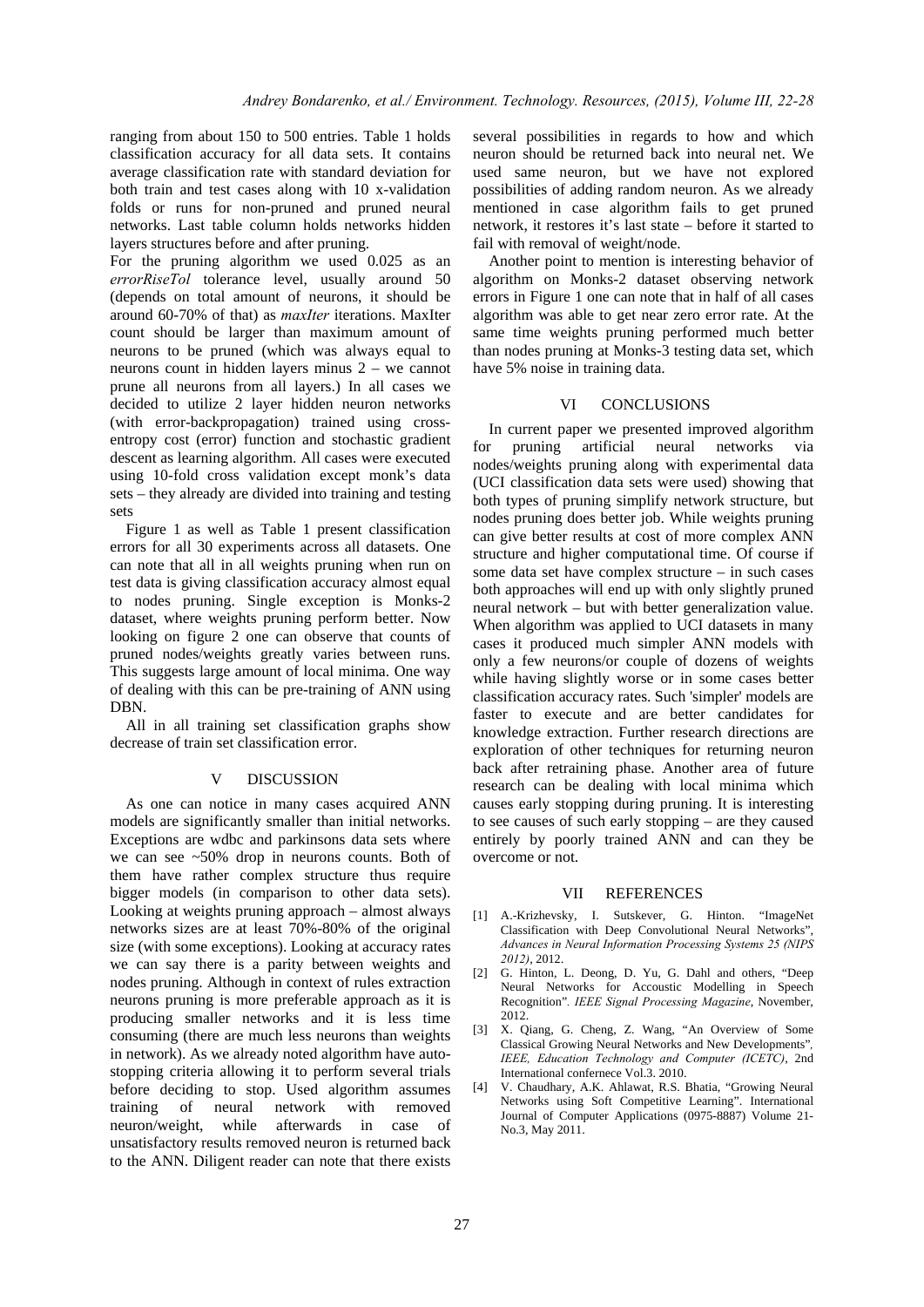ranging from about 150 to 500 entries. Table 1 holds classification accuracy for all data sets. It contains average classification rate with standard deviation for both train and test cases along with 10 x-validation folds or runs for non-pruned and pruned neural networks. Last table column holds networks hidden layers structures before and after pruning.

For the pruning algorithm we used 0.025 as an *errorRiseTol* tolerance level, usually around 50 (depends on total amount of neurons, it should be around 60-70% of that) as *maxIter* iterations. MaxIter count should be larger than maximum amount of neurons to be pruned (which was always equal to neurons count in hidden layers minus 2 – we cannot prune all neurons from all layers.) In all cases we decided to utilize 2 layer hidden neuron networks (with error-backpropagation) trained using cross-entropy cost (error) function and stochastic gradient descent as learning algorithm. All cases were executed using 10-fold cross validation except monk's data sets – they already are divided into training and testing sets

Figure 1 as well as Table 1 present classification errors for all 30 experiments across all datasets. One can note that all in all weights pruning when run on test data is giving classification accuracy almost equal to nodes pruning. Single exception is Monks-2 dataset, where weights pruning perform better. Now looking on figure 2 one can observe that counts of pruned nodes/weights greatly varies between runs. This suggests large amount of local minima. One way of dealing with this can be pre-training of ANN using DBN.

All in all training set classification graphs show decrease of train set classification error.

## V DISCUSSION

As one can notice in many cases acquired ANN models are significantly smaller than initial networks. Exceptions are wdbc and parkinsons data sets where we can see ~50% drop in neurons counts. Both of them have rather complex structure thus require bigger models (in comparison to other data sets). Looking at weights pruning approach – almost always networks sizes are at least 70%-80% of the original size (with some exceptions). Looking at accuracy rates we can say there is a parity between weights and nodes pruning. Although in context of rules extraction neurons pruning is more preferable approach as it is producing smaller networks and it is less time consuming (there are much less neurons than weights in network). As we already noted algorithm have auto-stopping criteria allowing it to perform several trials before deciding to stop. Used algorithm assumes training of neural network with removed neuron/weight, while afterwards in case of unsatisfactory results removed neuron is returned back to the ANN. Diligent reader can note that there exists several possibilities in regards to how and which neuron should be returned back into neural net. We used same neuron, but we have not explored possibilities of adding random neuron. As we already mentioned in case algorithm fails to get pruned network, it restores it's last state – before it started to fail with removal of weight/node.

Another point to mention is interesting behavior of algorithm on Monks-2 dataset observing network errors in Figure 1 one can note that in half of all cases algorithm was able to get near zero error rate. At the same time weights pruning performed much better than nodes pruning at Monks-3 testing data set, which have 5% noise in training data.

## VI CONCLUSIONS

In current paper we presented improved algorithm for pruning artificial neural networks via nodes/weights pruning along with experimental data (UCI classification data sets were used) showing that both types of pruning simplify network structure, but nodes pruning does better job. While weights pruning can give better results at cost of more complex ANN structure and higher computational time. Of course if some data set have complex structure – in such cases both approaches will end up with only slightly pruned neural network – but with better generalization value. When algorithm was applied to UCI datasets in many cases it produced much simpler ANN models with only a few neurons/or couple of dozens of weights while having slightly worse or in some cases better classification accuracy rates. Such 'simpler' models are faster to execute and are better candidates for knowledge extraction. Further research directions are exploration of other techniques for returning neuron back after retraining phase. Another area of future research can be dealing with local minima which causes early stopping during pruning. It is interesting to see causes of such early stopping – are they caused entirely by poorly trained ANN and can they be overcome or not.

## VII REFERENCES

[1] A.-Krizhevsky, I. Sutskever, G. Hinton. "ImageNet Classification with Deep Convolutional Neural Networks", *Advances in Neural Information Processing Systems 25 (NIPS 2012)*, 2012.

[2] G. Hinton, L. Deong, D. Yu, G. Dahl and others, "Deep Neural Networks for Accoustic Modelling in Speech Recognition". *IEEE Signal Processing Magazine*, November, 2012.

[3] X. Qiang, G. Cheng, Z. Wang, "An Overview of Some Classical Growing Neural Networks and New Developments", *IEEE, Education Technology and Computer (ICETC)*, 2nd International confernece Vol.3. 2010.

[4] V. Chaudhary, A.K. Ahlawat, R.S. Bhatia, "Growing Neural Networks using Soft Competitive Learning". International Journal of Computer Applications (0975-8887) Volume 21-No.3, May 2011.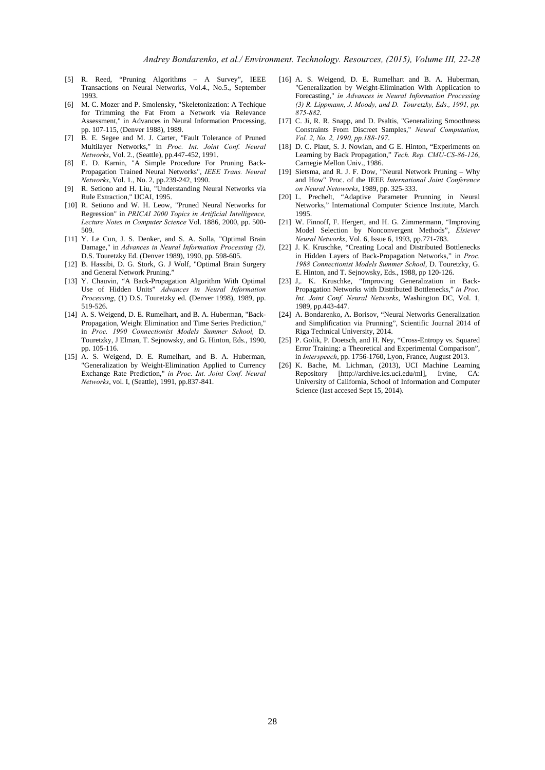[5] R. Reed, "Pruning Algorithms – A Survey", IEEE Transactions on Neural Networks, Vol.4., No.5., September 1993.

[6] M. C. Mozer and P. Smolensky, "Skeletonization: A Techique for Trimming the Fat From a Network via Relevance Assessment," in Advances in Neural Information Processing, pp. 107-115, (Denver 1988), 1989.

[7] B. E. Segee and M. J. Carter, "Fault Tolerance of Pruned Multilayer Networks," in *Proc. Int. Joint Conf. Neural Networks*, Vol. 2., (Seattle), pp.447-452, 1991.

[8] E. D. Karnin, "A Simple Procedure For Pruning Back-Propagation Trained Neural Networks", *IEEE Trans. Neural Networks*, Vol. 1., No. 2, pp.239-242, 1990.

[9] R. Setiono and H. Liu, "Understanding Neural Networks via Rule Extraction," IJCAI, 1995.

[10] R. Setiono and W. H. Leow, "Pruned Neural Networks for Regression" in *PRICAI 2000 Topics in Artificial Intelligence, Lecture Notes in Computer Science* Vol. 1886, 2000, pp. 500-509.

[11] Y. Le Cun, J. S. Denker, and S. A. Solla, "Optimal Brain Damage," in *Advances in Neural Information Processing (2),* D.S. Touretzky Ed. (Denver 1989), 1990, pp. 598-605.

[12] B. Hassibi, D. G. Stork, G. J Wolf, "Optimal Brain Surgery and General Network Pruning."

[13] Y. Chauvin, "A Back-Propagation Algorithm With Optimal Use of Hidden Units" *Advances in Neural Information Processing*, (1) D.S. Touretzky ed. (Denver 1998), 1989, pp. 519-526.

[14] A. S. Weigend, D. E. Rumelhart, and B. A. Huberman, "Back-Propagation, Weight Elimination and Time Series Prediction," in *Proc. 1990 Connectionist Models Summer School,* D. Touretzky, J Elman, T. Sejnowsky, and G. Hinton, Eds., 1990, pp. 105-116.

[15] A. S. Weigend, D. E. Rumelhart, and B. A. Huberman, "Generalization by Weight-Elimination Applied to Currency Exchange Rate Prediction," *in Proc. Int. Joint Conf. Neural Networks*, vol. I, (Seattle), 1991, pp.837-841.

[16] A. S. Weigend, D. E. Rumelhart and B. A. Huberman, "Generalization by Weight-Elimination With Application to Forecasting," *in Advances in Neural Information Processing (3) R. Lippmann, J. Moody, and D. Touretzky, Eds., 1991, pp. 875-882*.

[17] C. Ji, R. R. Snapp, and D. Psaltis, "Generalizing Smoothness Constraints From Discreet Samples," *Neural Computation, Vol. 2, No. 2, 1990, pp.188-197*.

[18] D. C. Plaut, S. J. Nowlan, and G E. Hinton, "Experiments on Learning by Back Propagation," *Tech. Rep. CMU-CS-86-126*, Carnegie Mellon Univ., 1986.

[19] Sietsma, and R. J. F. Dow, "Neural Network Pruning – Why and How" Proc. of the IEEE *International Joint Conference on Neural Netoworks*, 1989, pp. 325-333.

[20] L. Prechelt, "Adaptive Parameter Prunning in Neural Networks," International Computer Science Institute, March. 1995.

[21] W. Finnoff, F. Hergert, and H. G. Zimmermann, "Improving Model Selection by Nonconvergent Methods", *Elsiever Neural Networks*, Vol. 6, Issue 6, 1993, pp.771-783.

[22] J. K. Kruschke, "Creating Local and Distributed Bottlenecks in Hidden Layers of Back-Propagation Networks," in *Proc. 1988 Connectionist Models Summer School*, D. Touretzky, G. E. Hinton, and T. Sejnowsky, Eds., 1988, pp 120-126.

[23] J,. K. Kruschke, "Improving Generalization in Back-Propagation Networks with Distributed Bottlenecks," *in Proc. Int. Joint Conf. Neural Networks*, Washington DC, Vol. 1, 1989, pp.443-447.

[24] A. Bondarenko, A. Borisov, "Neural Networks Generalization and Simplification via Prunning", Scientific Journal 2014 of Riga Technical University, 2014.

[25] P. Golik, P. Doetsch, and H. Ney, "Cross-Entropy vs. Squared Error Training: a Theoretical and Experimental Comparison", in *Interspeech*, pp. 1756-1760, Lyon, France, August 2013.

[26] K. Bache, M. Lichman, (2013), UCI Machine Learning Repository [http://archive.ics.uci.edu/ml], Irvine, CA: University of California, School of Information and Computer Science (last accesed Sept 15, 2014).